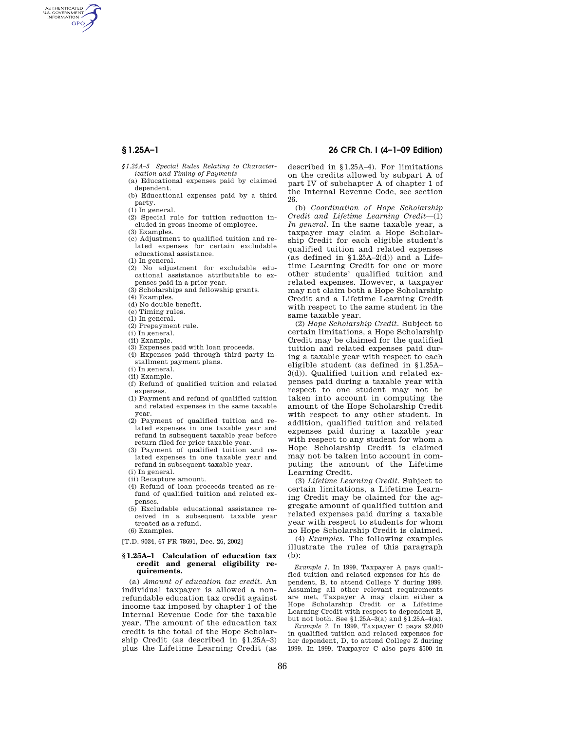*§1.25A–5 Special Rules Relating to Characterization and Timing of Payments*

(a) Educational expenses paid by claimed dependent.

(b) Educational expenses paid by a third party.

(1) In general.

(2) Special rule for tuition reduction included in gross income of employee.

(3) Examples.

(c) Adjustment to qualified tuition and related expenses for certain excludable educational assistance.

(1) In general.

(2) No adjustment for excludable educational assistance attributable to expenses paid in a prior year.

(3) Scholarships and fellowship grants.

(4) Examples.

(d) No double benefit.

(e) Timing rules.

(1) In general.

(2) Prepayment rule.

(i) In general.

(ii) Example.

(3) Expenses paid with loan proceeds.

(4) Expenses paid through third party installment payment plans.

(i) In general.

(ii) Example.

(f) Refund of qualified tuition and related expenses.

(1) Payment and refund of qualified tuition and related expenses in the same taxable year.

(2) Payment of qualified tuition and related expenses in one taxable year and refund in subsequent taxable year before return filed for prior taxable year.

(3) Payment of qualified tuition and related expenses in one taxable year and refund in subsequent taxable year.

(i) In general.

(ii) Recapture amount.

(4) Refund of loan proceeds treated as refund of qualified tuition and related expenses.

(5) Excludable educational assistance received in a subsequent taxable year treated as a refund.

(6) Examples.

[T.D. 9034, 67 FR 78691, Dec. 26, 2002]

## §1.25A–1 Calculation of education tax credit and general eligibility requirements.

(a) *Amount of education tax credit.* An individual taxpayer is allowed a nonrefundable education tax credit against income tax imposed by chapter 1 of the Internal Revenue Code for the taxable year. The amount of the education tax credit is the total of the Hope Scholarship Credit (as described in §1.25A–3) plus the Lifetime Learning Credit (as described in §1.25A–4). For limitations on the credits allowed by subpart A of part IV of subchapter A of chapter 1 of the Internal Revenue Code, see section 26.

(b) *Coordination of Hope Scholarship Credit and Lifetime Learning Credit*—(1) *In general.* In the same taxable year, a taxpayer may claim a Hope Scholarship Credit for each eligible student's qualified tuition and related expenses (as defined in §1.25A–2(d)) and a Lifetime Learning Credit for one or more other students' qualified tuition and related expenses. However, a taxpayer may not claim both a Hope Scholarship Credit and a Lifetime Learning Credit with respect to the same student in the same taxable year.

(2) *Hope Scholarship Credit.* Subject to certain limitations, a Hope Scholarship Credit may be claimed for the qualified tuition and related expenses paid during a taxable year with respect to each eligible student (as defined in §1.25A–3(d)). Qualified tuition and related expenses paid during a taxable year with respect to one student may not be taken into account in computing the amount of the Hope Scholarship Credit with respect to any other student. In addition, qualified tuition and related expenses paid during a taxable year with respect to any student for whom a Hope Scholarship Credit is claimed may not be taken into account in computing the amount of the Lifetime Learning Credit.

(3) *Lifetime Learning Credit.* Subject to certain limitations, a Lifetime Learning Credit may be claimed for the aggregate amount of qualified tuition and related expenses paid during a taxable year with respect to students for whom no Hope Scholarship Credit is claimed.

(4) *Examples.* The following examples illustrate the rules of this paragraph (b):

*Example 1.* In 1999, Taxpayer A pays qualified tuition and related expenses for his dependent, B, to attend College Y during 1999. Assuming all other relevant requirements are met, Taxpayer A may claim either a Hope Scholarship Credit or a Lifetime Learning Credit with respect to dependent B, but not both. See §1.25A–3(a) and §1.25A–4(a).

*Example 2.* In 1999, Taxpayer C pays $2,000 in qualified tuition and related expenses for her dependent, D, to attend College Z during 1999. In 1999, Taxpayer C also pays $500 in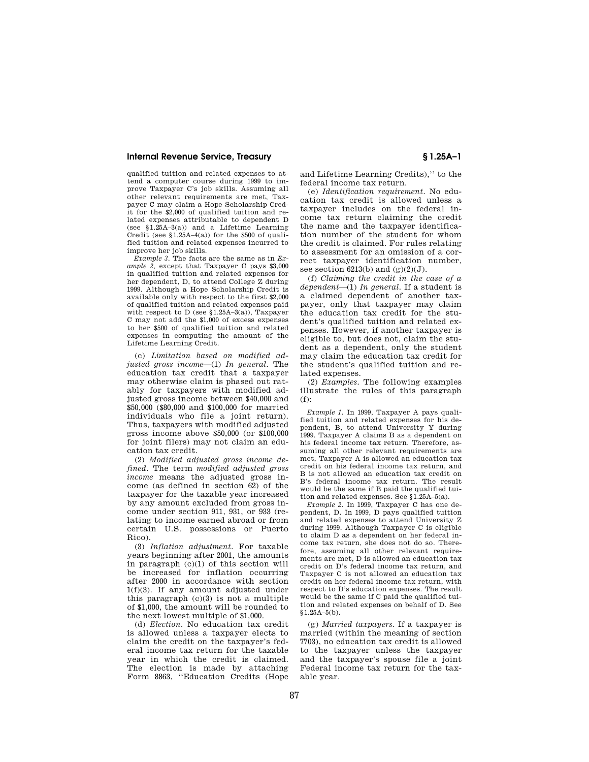qualified tuition and related expenses to attend a computer course during 1999 to improve Taxpayer C's job skills. Assuming all other relevant requirements are met, Taxpayer C may claim a Hope Scholarship Credit for the $2,000 of qualified tuition and related expenses attributable to dependent D (see §1.25A–3(a)) and a Lifetime Learning Credit (see §1.25A–4(a)) for the $500 of qualified tuition and related expenses incurred to improve her job skills.

*Example 3.* The facts are the same as in *Example 2,* except that Taxpayer C pays $3,000 in qualified tuition and related expenses for her dependent, D, to attend College Z during 1999. Although a Hope Scholarship Credit is available only with respect to the first $2,000 of qualified tuition and related expenses paid with respect to D (see §1.25A–3(a)), Taxpayer C may not add the $1,000 of excess expenses to her $500 of qualified tuition and related expenses in computing the amount of the Lifetime Learning Credit.

(c) *Limitation based on modified adjusted gross income*—(1) *In general.* The education tax credit that a taxpayer may otherwise claim is phased out ratably for taxpayers with modified adjusted gross income between $40,000 and $50,000 ($80,000 and $100,000 for married individuals who file a joint return). Thus, taxpayers with modified adjusted gross income above $50,000 (or $100,000 for joint filers) may not claim an education tax credit.

(2) *Modified adjusted gross income defined.* The term *modified adjusted gross income* means the adjusted gross income (as defined in section 62) of the taxpayer for the taxable year increased by any amount excluded from gross income under section 911, 931, or 933 (relating to income earned abroad or from certain U.S. possessions or Puerto Rico).

(3) *Inflation adjustment.* For taxable years beginning after 2001, the amounts in paragraph (c)(1) of this section will be increased for inflation occurring after 2000 in accordance with section 1(f)(3). If any amount adjusted under this paragraph (c)(3) is not a multiple of $1,000, the amount will be rounded to the next lowest multiple of $1,000.

(d) *Election.* No education tax credit is allowed unless a taxpayer elects to claim the credit on the taxpayer's federal income tax return for the taxable year in which the credit is claimed. The election is made by attaching Form 8863, ''Education Credits (Hope and Lifetime Learning Credits),'' to the federal income tax return.

(e) *Identification requirement.* No education tax credit is allowed unless a taxpayer includes on the federal income tax return claiming the credit the name and the taxpayer identification number of the student for whom the credit is claimed. For rules relating to assessment for an omission of a correct taxpayer identification number, see section 6213(b) and (g)(2)(J).

(f) *Claiming the credit in the case of a dependent*—(1) *In general.* If a student is a claimed dependent of another taxpayer, only that taxpayer may claim the education tax credit for the student's qualified tuition and related expenses. However, if another taxpayer is eligible to, but does not, claim the student as a dependent, only the student may claim the education tax credit for the student's qualified tuition and related expenses.

(2) *Examples.* The following examples illustrate the rules of this paragraph (f):

*Example 1.* In 1999, Taxpayer A pays qualified tuition and related expenses for his dependent, B, to attend University Y during 1999. Taxpayer A claims B as a dependent on his federal income tax return. Therefore, assuming all other relevant requirements are met, Taxpayer A is allowed an education tax credit on his federal income tax return, and B is not allowed an education tax credit on B's federal income tax return. The result would be the same if B paid the qualified tuition and related expenses. See §1.25A–5(a).

*Example 2.* In 1999, Taxpayer C has one dependent, D. In 1999, D pays qualified tuition and related expenses to attend University Z during 1999. Although Taxpayer C is eligible to claim D as a dependent on her federal income tax return, she does not do so. Therefore, assuming all other relevant requirements are met, D is allowed an education tax credit on D's federal income tax return, and Taxpayer C is not allowed an education tax credit on her federal income tax return, with respect to D's education expenses. The result would be the same if C paid the qualified tuition and related expenses on behalf of D. See §1.25A–5(b).

(g) *Married taxpayers.* If a taxpayer is married (within the meaning of section 7703), no education tax credit is allowed to the taxpayer unless the taxpayer and the taxpayer's spouse file a joint Federal income tax return for the taxable year.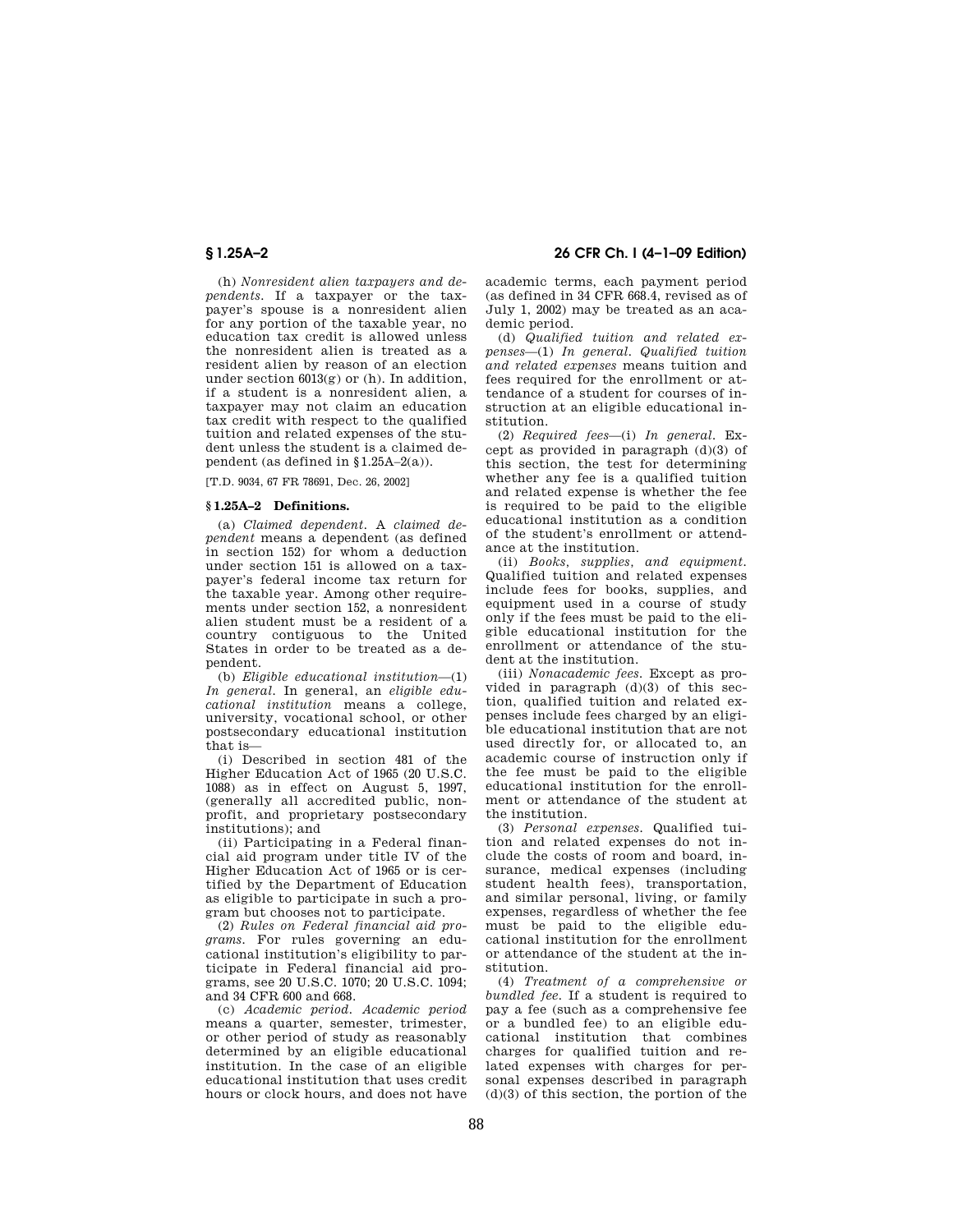(h) *Nonresident alien taxpayers and dependents.* If a taxpayer or the taxpayer's spouse is a nonresident alien for any portion of the taxable year, no education tax credit is allowed unless the nonresident alien is treated as a resident alien by reason of an election under section 6013(g) or (h). In addition, if a student is a nonresident alien, a taxpayer may not claim an education tax credit with respect to the qualified tuition and related expenses of the student unless the student is a claimed dependent (as defined in §1.25A–2(a)).

[T.D. 9034, 67 FR 78691, Dec. 26, 2002]

## §1.25A–2 Definitions.

(a) *Claimed dependent.* A *claimed dependent* means a dependent (as defined in section 152) for whom a deduction under section 151 is allowed on a taxpayer's federal income tax return for the taxable year. Among other requirements under section 152, a nonresident alien student must be a resident of a country contiguous to the United States in order to be treated as a dependent.

(b) *Eligible educational institution*—(1) *In general.* In general, an *eligible educational institution* means a college, university, vocational school, or other postsecondary educational institution that is—

(i) Described in section 481 of the Higher Education Act of 1965 (20 U.S.C. 1088) as in effect on August 5, 1997, (generally all accredited public, nonprofit, and proprietary postsecondary institutions); and

(ii) Participating in a Federal financial aid program under title IV of the Higher Education Act of 1965 or is certified by the Department of Education as eligible to participate in such a program but chooses not to participate.

(2) *Rules on Federal financial aid programs.* For rules governing an educational institution's eligibility to participate in Federal financial aid programs, see 20 U.S.C. 1070; 20 U.S.C. 1094; and 34 CFR 600 and 668.

(c) *Academic period. Academic period* means a quarter, semester, trimester, or other period of study as reasonably determined by an eligible educational institution. In the case of an eligible educational institution that uses credit hours or clock hours, and does not have academic terms, each payment period (as defined in 34 CFR 668.4, revised as of July 1, 2002) may be treated as an academic period.

(d) *Qualified tuition and related expenses*—(1) *In general. Qualified tuition and related expenses* means tuition and fees required for the enrollment or attendance of a student for courses of instruction at an eligible educational institution.

(2) *Required fees*—(i) *In general.* Except as provided in paragraph (d)(3) of this section, the test for determining whether any fee is a qualified tuition and related expense is whether the fee is required to be paid to the eligible educational institution as a condition of the student's enrollment or attendance at the institution.

(ii) *Books, supplies, and equipment.* Qualified tuition and related expenses include fees for books, supplies, and equipment used in a course of study only if the fees must be paid to the eligible educational institution for the enrollment or attendance of the student at the institution.

(iii) *Nonacademic fees.* Except as provided in paragraph (d)(3) of this section, qualified tuition and related expenses include fees charged by an eligible educational institution that are not used directly for, or allocated to, an academic course of instruction only if the fee must be paid to the eligible educational institution for the enrollment or attendance of the student at the institution.

(3) *Personal expenses.* Qualified tuition and related expenses do not include the costs of room and board, insurance, medical expenses (including student health fees), transportation, and similar personal, living, or family expenses, regardless of whether the fee must be paid to the eligible educational institution for the enrollment or attendance of the student at the institution.

(4) *Treatment of a comprehensive or bundled fee.* If a student is required to pay a fee (such as a comprehensive fee or a bundled fee) to an eligible educational institution that combines charges for qualified tuition and related expenses with charges for personal expenses described in paragraph (d)(3) of this section, the portion of the